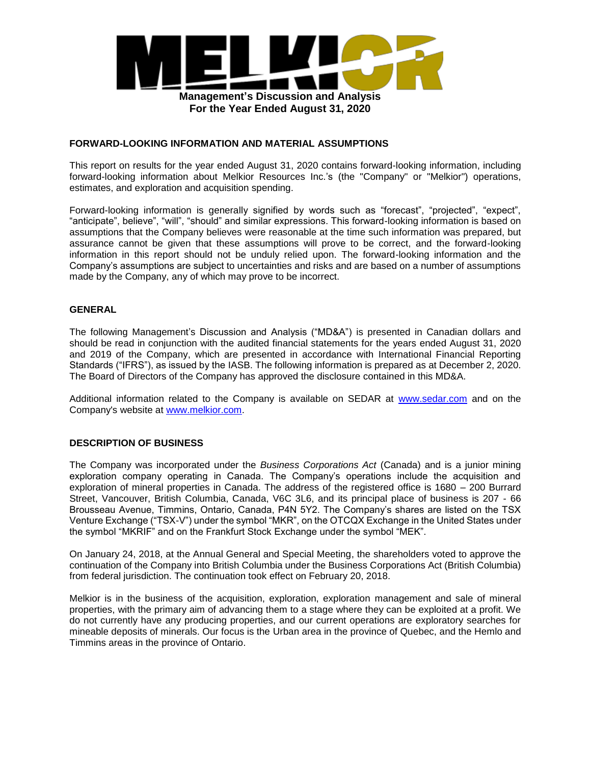# Management's Discussion and Analysis
# For the Year Ended August 31, 2020

## FORWARD-LOOKING INFORMATION AND MATERIAL ASSUMPTIONS

This report on results for the year ended August 31, 2020 contains forward-looking information, including forward-looking information about Melkior Resources Inc.'s (the "Company" or "Melkior") operations, estimates, and exploration and acquisition spending.

Forward-looking information is generally signified by words such as "forecast", "projected", "expect", "anticipate", believe", "will", "should" and similar expressions. This forward-looking information is based on assumptions that the Company believes were reasonable at the time such information was prepared, but assurance cannot be given that these assumptions will prove to be correct, and the forward-looking information in this report should not be unduly relied upon. The forward-looking information and the Company's assumptions are subject to uncertainties and risks and are based on a number of assumptions made by the Company, any of which may prove to be incorrect.

## GENERAL

The following Management's Discussion and Analysis ("MD&A") is presented in Canadian dollars and should be read in conjunction with the audited financial statements for the years ended August 31, 2020 and 2019 of the Company, which are presented in accordance with International Financial Reporting Standards ("IFRS"), as issued by the IASB. The following information is prepared as at December 2, 2020. The Board of Directors of the Company has approved the disclosure contained in this MD&A.

Additional information related to the Company is available on SEDAR at www.sedar.com and on the Company's website at www.melkior.com.

## DESCRIPTION OF BUSINESS

The Company was incorporated under the *Business Corporations Act* (Canada) and is a junior mining exploration company operating in Canada. The Company's operations include the acquisition and exploration of mineral properties in Canada. The address of the registered office is 1680 – 200 Burrard Street, Vancouver, British Columbia, Canada, V6C 3L6, and its principal place of business is 207 - 66 Brousseau Avenue, Timmins, Ontario, Canada, P4N 5Y2. The Company's shares are listed on the TSX Venture Exchange ("TSX-V") under the symbol "MKR", on the OTCQX Exchange in the United States under the symbol "MKRIF" and on the Frankfurt Stock Exchange under the symbol "MEK".

On January 24, 2018, at the Annual General and Special Meeting, the shareholders voted to approve the continuation of the Company into British Columbia under the Business Corporations Act (British Columbia) from federal jurisdiction. The continuation took effect on February 20, 2018.

Melkior is in the business of the acquisition, exploration, exploration management and sale of mineral properties, with the primary aim of advancing them to a stage where they can be exploited at a profit. We do not currently have any producing properties, and our current operations are exploratory searches for mineable deposits of minerals. Our focus is the Urban area in the province of Quebec, and the Hemlo and Timmins areas in the province of Ontario.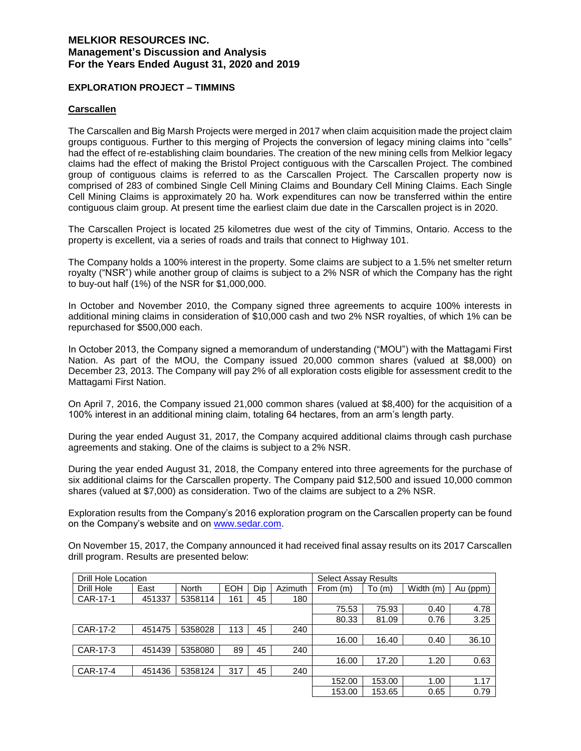# MELKIOR RESOURCES INC.
## Management's Discussion and Analysis
## For the Years Ended August 31, 2020 and 2019

### EXPLORATION PROJECT – TIMMINS

#### Carscallen

The Carscallen and Big Marsh Projects were merged in 2017 when claim acquisition made the project claim groups contiguous. Further to this merging of Projects the conversion of legacy mining claims into "cells" had the effect of re-establishing claim boundaries. The creation of the new mining cells from Melkior legacy claims had the effect of making the Bristol Project contiguous with the Carscallen Project. The combined group of contiguous claims is referred to as the Carscallen Project. The Carscallen property now is comprised of 283 of combined Single Cell Mining Claims and Boundary Cell Mining Claims. Each Single Cell Mining Claims is approximately 20 ha. Work expenditures can now be transferred within the entire contiguous claim group. At present time the earliest claim due date in the Carscallen project is in 2020.

The Carscallen Project is located 25 kilometres due west of the city of Timmins, Ontario. Access to the property is excellent, via a series of roads and trails that connect to Highway 101.

The Company holds a 100% interest in the property. Some claims are subject to a 1.5% net smelter return royalty ("NSR") while another group of claims is subject to a 2% NSR of which the Company has the right to buy-out half (1%) of the NSR for $1,000,000.

In October and November 2010, the Company signed three agreements to acquire 100% interests in additional mining claims in consideration of $10,000 cash and two 2% NSR royalties, of which 1% can be repurchased for $500,000 each.

In October 2013, the Company signed a memorandum of understanding ("MOU") with the Mattagami First Nation. As part of the MOU, the Company issued 20,000 common shares (valued at $8,000) on December 23, 2013. The Company will pay 2% of all exploration costs eligible for assessment credit to the Mattagami First Nation.

On April 7, 2016, the Company issued 21,000 common shares (valued at $8,400) for the acquisition of a 100% interest in an additional mining claim, totaling 64 hectares, from an arm's length party.

During the year ended August 31, 2017, the Company acquired additional claims through cash purchase agreements and staking. One of the claims is subject to a 2% NSR.

During the year ended August 31, 2018, the Company entered into three agreements for the purchase of six additional claims for the Carscallen property. The Company paid $12,500 and issued 10,000 common shares (valued at $7,000) as consideration. Two of the claims are subject to a 2% NSR.

Exploration results from the Company's 2016 exploration program on the Carscallen property can be found on the Company's website and on www.sedar.com.

On November 15, 2017, the Company announced it had received final assay results on its 2017 Carscallen drill program. Results are presented below:

| Drill Hole Location | | | | | | Select Assay Results | | | |
|---|---|---|---|---|---|---|---|---|---|
| Drill Hole | East | North | EOH | Dip | Azimuth | From (m) | To (m) | Width (m) | Au (ppm) |
| CAR-17-1 | 451337 | 5358114 | 161 | 45 | 180 | | | | |
| | | | | | | 75.53 | 75.93 | 0.40 | 4.78 |
| | | | | | | 80.33 | 81.09 | 0.76 | 3.25 |
| CAR-17-2 | 451475 | 5358028 | 113 | 45 | 240 | | | | |
| | | | | | | 16.00 | 16.40 | 0.40 | 36.10 |
| CAR-17-3 | 451439 | 5358080 | 89 | 45 | 240 | | | | |
| | | | | | | 16.00 | 17.20 | 1.20 | 0.63 |
| CAR-17-4 | 451436 | 5358124 | 317 | 45 | 240 | | | | |
| | | | | | | 152.00 | 153.00 | 1.00 | 1.17 |
| | | | | | | 153.00 | 153.65 | 0.65 | 0.79 |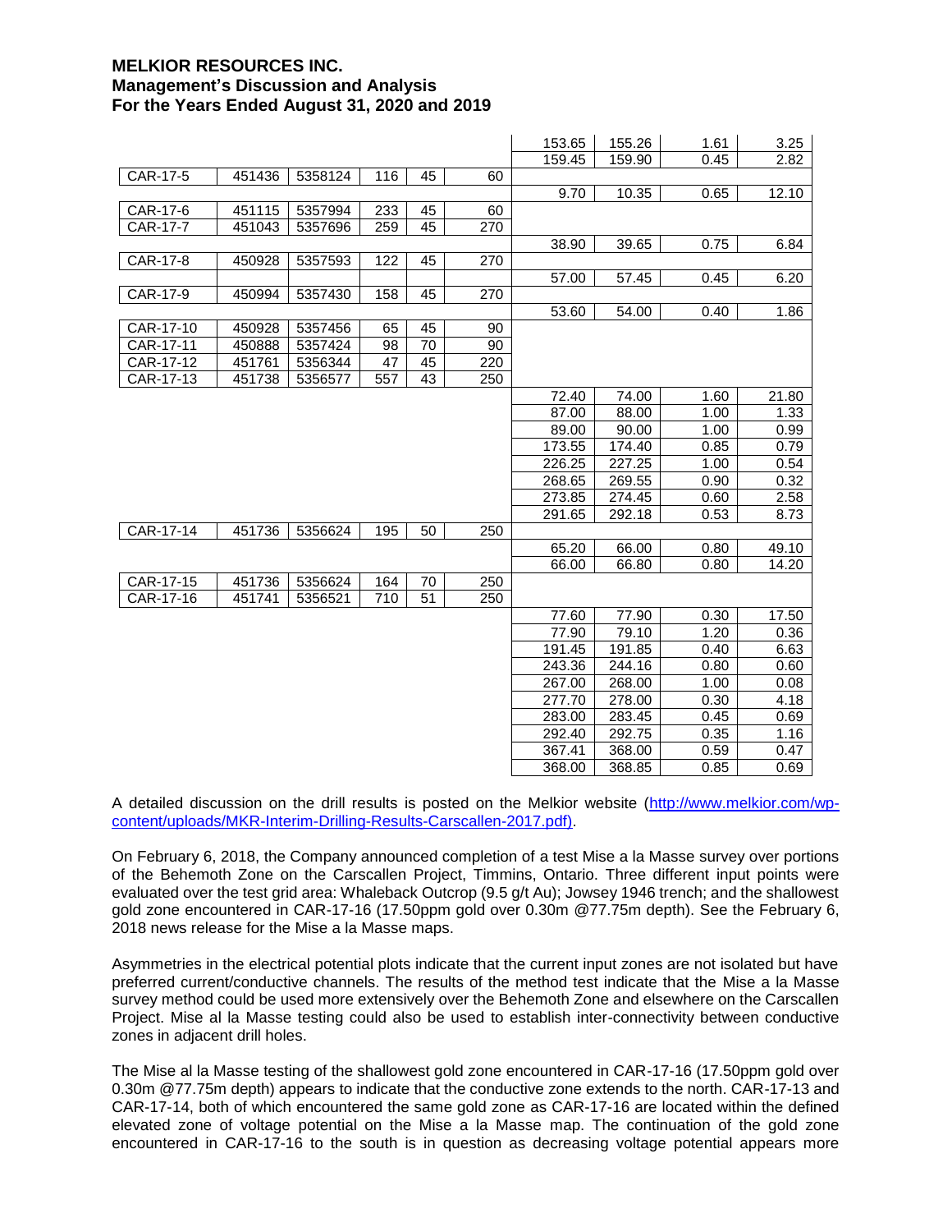| | | | | | | 153.65 | 155.26 | 1.61 | 3.25 |
|---|---|---|---|---|---|---|---|---|---|
| | | | | | | 159.45 | 159.90 | 0.45 | 2.82 |
| CAR-17-5 | 451436 | 5358124 | 116 | 45 | 60 | | | | |
| | | | | | | 9.70 | 10.35 | 0.65 | 12.10 |
| CAR-17-6 | 451115 | 5357994 | 233 | 45 | 60 | | | | |
| CAR-17-7 | 451043 | 5357696 | 259 | 45 | 270 | | | | |
| | | | | | | 38.90 | 39.65 | 0.75 | 6.84 |
| CAR-17-8 | 450928 | 5357593 | 122 | 45 | 270 | | | | |
| | | | | | | 57.00 | 57.45 | 0.45 | 6.20 |
| CAR-17-9 | 450994 | 5357430 | 158 | 45 | 270 | | | | |
| | | | | | | 53.60 | 54.00 | 0.40 | 1.86 |
| CAR-17-10 | 450928 | 5357456 | 65 | 45 | 90 | | | | |
| CAR-17-11 | 450888 | 5357424 | 98 | 70 | 90 | | | | |
| CAR-17-12 | 451761 | 5356344 | 47 | 45 | 220 | | | | |
| CAR-17-13 | 451738 | 5356577 | 557 | 43 | 250 | | | | |
| | | | | | | 72.40 | 74.00 | 1.60 | 21.80 |
| | | | | | | 87.00 | 88.00 | 1.00 | 1.33 |
| | | | | | | 89.00 | 90.00 | 1.00 | 0.99 |
| | | | | | | 173.55 | 174.40 | 0.85 | 0.79 |
| | | | | | | 226.25 | 227.25 | 1.00 | 0.54 |
| | | | | | | 268.65 | 269.55 | 0.90 | 0.32 |
| | | | | | | 273.85 | 274.45 | 0.60 | 2.58 |
| | | | | | | 291.65 | 292.18 | 0.53 | 8.73 |
| CAR-17-14 | 451736 | 5356624 | 195 | 50 | 250 | | | | |
| | | | | | | 65.20 | 66.00 | 0.80 | 49.10 |
| | | | | | | 66.00 | 66.80 | 0.80 | 14.20 |
| CAR-17-15 | 451736 | 5356624 | 164 | 70 | 250 | | | | |
| CAR-17-16 | 451741 | 5356521 | 710 | 51 | 250 | | | | |
| | | | | | | 77.60 | 77.90 | 0.30 | 17.50 |
| | | | | | | 77.90 | 79.10 | 1.20 | 0.36 |
| | | | | | | 191.45 | 191.85 | 0.40 | 6.63 |
| | | | | | | 243.36 | 244.16 | 0.80 | 0.60 |
| | | | | | | 267.00 | 268.00 | 1.00 | 0.08 |
| | | | | | | 277.70 | 278.00 | 0.30 | 4.18 |
| | | | | | | 283.00 | 283.45 | 0.45 | 0.69 |
| | | | | | | 292.40 | 292.75 | 0.35 | 1.16 |
| | | | | | | 367.41 | 368.00 | 0.59 | 0.47 |
| | | | | | | 368.00 | 368.85 | 0.85 | 0.69 |

A detailed discussion on the drill results is posted on the Melkior website (http://www.melkior.com/wp-content/uploads/MKR-Interim-Drilling-Results-Carscallen-2017.pdf).

On February 6, 2018, the Company announced completion of a test Mise a la Masse survey over portions of the Behemoth Zone on the Carscallen Project, Timmins, Ontario. Three different input points were evaluated over the test grid area: Whaleback Outcrop (9.5 g/t Au); Jowsey 1946 trench; and the shallowest gold zone encountered in CAR-17-16 (17.50ppm gold over 0.30m @77.75m depth). See the February 6, 2018 news release for the Mise a la Masse maps.

Asymmetries in the electrical potential plots indicate that the current input zones are not isolated but have preferred current/conductive channels. The results of the method test indicate that the Mise a la Masse survey method could be used more extensively over the Behemoth Zone and elsewhere on the Carscallen Project. Mise al la Masse testing could also be used to establish inter-connectivity between conductive zones in adjacent drill holes.

The Mise al la Masse testing of the shallowest gold zone encountered in CAR-17-16 (17.50ppm gold over 0.30m @77.75m depth) appears to indicate that the conductive zone extends to the north. CAR-17-13 and CAR-17-14, both of which encountered the same gold zone as CAR-17-16 are located within the defined elevated zone of voltage potential on the Mise a la Masse map. The continuation of the gold zone encountered in CAR-17-16 to the south is in question as decreasing voltage potential appears more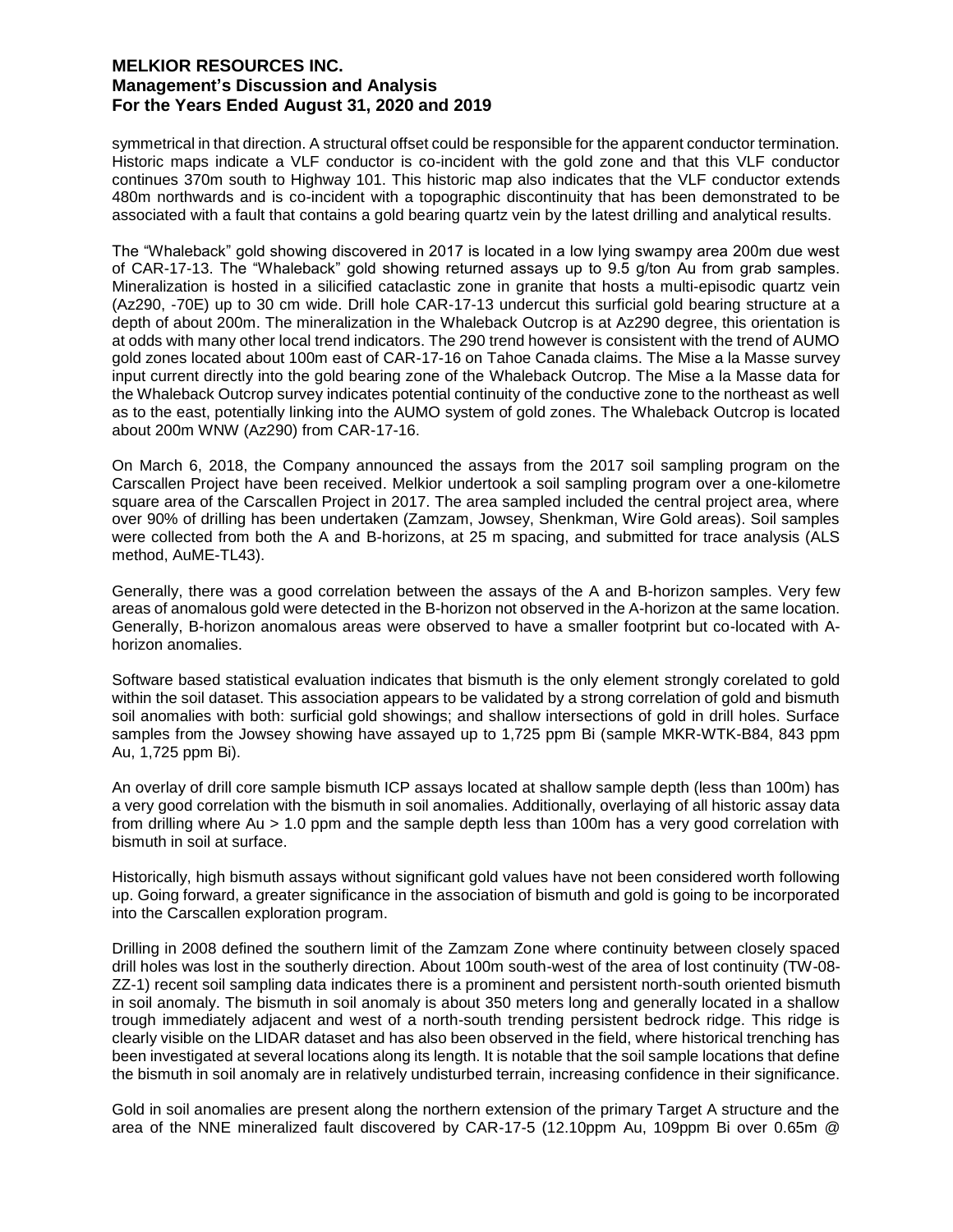symmetrical in that direction. A structural offset could be responsible for the apparent conductor termination. Historic maps indicate a VLF conductor is co-incident with the gold zone and that this VLF conductor continues 370m south to Highway 101. This historic map also indicates that the VLF conductor extends 480m northwards and is co-incident with a topographic discontinuity that has been demonstrated to be associated with a fault that contains a gold bearing quartz vein by the latest drilling and analytical results.

The "Whaleback" gold showing discovered in 2017 is located in a low lying swampy area 200m due west of CAR-17-13. The "Whaleback" gold showing returned assays up to 9.5 g/ton Au from grab samples. Mineralization is hosted in a silicified cataclastic zone in granite that hosts a multi-episodic quartz vein (Az290, -70E) up to 30 cm wide. Drill hole CAR-17-13 undercut this surficial gold bearing structure at a depth of about 200m. The mineralization in the Whaleback Outcrop is at Az290 degree, this orientation is at odds with many other local trend indicators. The 290 trend however is consistent with the trend of AUMO gold zones located about 100m east of CAR-17-16 on Tahoe Canada claims. The Mise a la Masse survey input current directly into the gold bearing zone of the Whaleback Outcrop. The Mise a la Masse data for the Whaleback Outcrop survey indicates potential continuity of the conductive zone to the northeast as well as to the east, potentially linking into the AUMO system of gold zones. The Whaleback Outcrop is located about 200m WNW (Az290) from CAR-17-16.

On March 6, 2018, the Company announced the assays from the 2017 soil sampling program on the Carscallen Project have been received. Melkior undertook a soil sampling program over a one-kilometre square area of the Carscallen Project in 2017. The area sampled included the central project area, where over 90% of drilling has been undertaken (Zamzam, Jowsey, Shenkman, Wire Gold areas). Soil samples were collected from both the A and B-horizons, at 25 m spacing, and submitted for trace analysis (ALS method, AuME-TL43).

Generally, there was a good correlation between the assays of the A and B-horizon samples. Very few areas of anomalous gold were detected in the B-horizon not observed in the A-horizon at the same location. Generally, B-horizon anomalous areas were observed to have a smaller footprint but co-located with A-horizon anomalies.

Software based statistical evaluation indicates that bismuth is the only element strongly corelated to gold within the soil dataset. This association appears to be validated by a strong correlation of gold and bismuth soil anomalies with both: surficial gold showings; and shallow intersections of gold in drill holes. Surface samples from the Jowsey showing have assayed up to 1,725 ppm Bi (sample MKR-WTK-B84, 843 ppm Au, 1,725 ppm Bi).

An overlay of drill core sample bismuth ICP assays located at shallow sample depth (less than 100m) has a very good correlation with the bismuth in soil anomalies. Additionally, overlaying of all historic assay data from drilling where Au > 1.0 ppm and the sample depth less than 100m has a very good correlation with bismuth in soil at surface.

Historically, high bismuth assays without significant gold values have not been considered worth following up. Going forward, a greater significance in the association of bismuth and gold is going to be incorporated into the Carscallen exploration program.

Drilling in 2008 defined the southern limit of the Zamzam Zone where continuity between closely spaced drill holes was lost in the southerly direction. About 100m south-west of the area of lost continuity (TW-08-ZZ-1) recent soil sampling data indicates there is a prominent and persistent north-south oriented bismuth in soil anomaly. The bismuth in soil anomaly is about 350 meters long and generally located in a shallow trough immediately adjacent and west of a north-south trending persistent bedrock ridge. This ridge is clearly visible on the LIDAR dataset and has also been observed in the field, where historical trenching has been investigated at several locations along its length. It is notable that the soil sample locations that define the bismuth in soil anomaly are in relatively undisturbed terrain, increasing confidence in their significance.

Gold in soil anomalies are present along the northern extension of the primary Target A structure and the area of the NNE mineralized fault discovered by CAR-17-5 (12.10ppm Au, 109ppm Bi over 0.65m @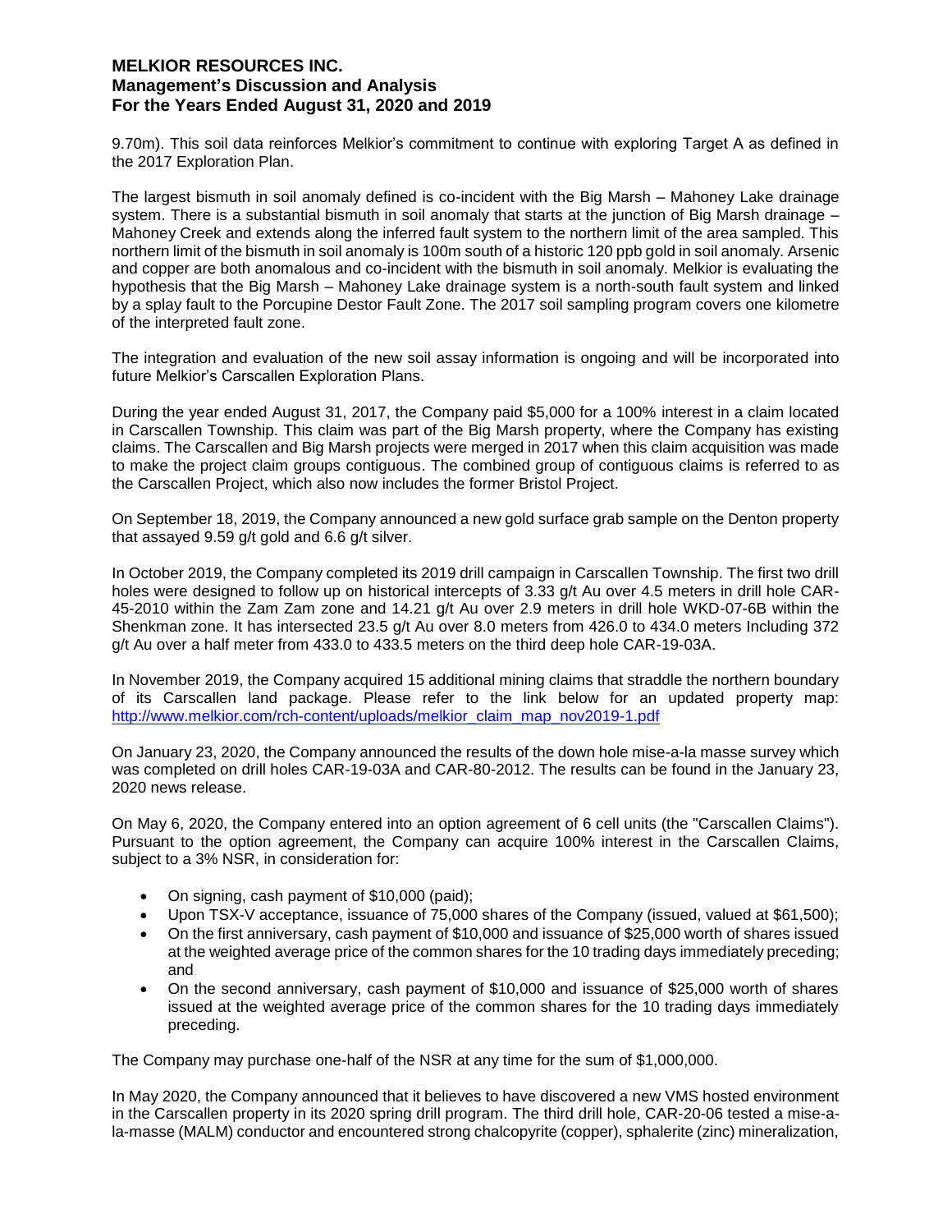9.70m). This soil data reinforces Melkior's commitment to continue with exploring Target A as defined in the 2017 Exploration Plan.

The largest bismuth in soil anomaly defined is co-incident with the Big Marsh – Mahoney Lake drainage system. There is a substantial bismuth in soil anomaly that starts at the junction of Big Marsh drainage – Mahoney Creek and extends along the inferred fault system to the northern limit of the area sampled. This northern limit of the bismuth in soil anomaly is 100m south of a historic 120 ppb gold in soil anomaly. Arsenic and copper are both anomalous and co-incident with the bismuth in soil anomaly. Melkior is evaluating the hypothesis that the Big Marsh – Mahoney Lake drainage system is a north-south fault system and linked by a splay fault to the Porcupine Destor Fault Zone. The 2017 soil sampling program covers one kilometre of the interpreted fault zone.

The integration and evaluation of the new soil assay information is ongoing and will be incorporated into future Melkior's Carscallen Exploration Plans.

During the year ended August 31, 2017, the Company paid $5,000 for a 100% interest in a claim located in Carscallen Township. This claim was part of the Big Marsh property, where the Company has existing claims. The Carscallen and Big Marsh projects were merged in 2017 when this claim acquisition was made to make the project claim groups contiguous. The combined group of contiguous claims is referred to as the Carscallen Project, which also now includes the former Bristol Project.

On September 18, 2019, the Company announced a new gold surface grab sample on the Denton property that assayed 9.59 g/t gold and 6.6 g/t silver.

In October 2019, the Company completed its 2019 drill campaign in Carscallen Township. The first two drill holes were designed to follow up on historical intercepts of 3.33 g/t Au over 4.5 meters in drill hole CAR-45-2010 within the Zam Zam zone and 14.21 g/t Au over 2.9 meters in drill hole WKD-07-6B within the Shenkman zone. It has intersected 23.5 g/t Au over 8.0 meters from 426.0 to 434.0 meters Including 372 g/t Au over a half meter from 433.0 to 433.5 meters on the third deep hole CAR-19-03A.

In November 2019, the Company acquired 15 additional mining claims that straddle the northern boundary of its Carscallen land package. Please refer to the link below for an updated property map: http://www.melkior.com/rch-content/uploads/melkior_claim_map_nov2019-1.pdf

On January 23, 2020, the Company announced the results of the down hole mise-a-la masse survey which was completed on drill holes CAR-19-03A and CAR-80-2012. The results can be found in the January 23, 2020 news release.

On May 6, 2020, the Company entered into an option agreement of 6 cell units (the "Carscallen Claims"). Pursuant to the option agreement, the Company can acquire 100% interest in the Carscallen Claims, subject to a 3% NSR, in consideration for:

- On signing, cash payment of $10,000 (paid);
- Upon TSX-V acceptance, issuance of 75,000 shares of the Company (issued, valued at $61,500);
- On the first anniversary, cash payment of $10,000 and issuance of $25,000 worth of shares issued at the weighted average price of the common shares for the 10 trading days immediately preceding; and
- On the second anniversary, cash payment of $10,000 and issuance of $25,000 worth of shares issued at the weighted average price of the common shares for the 10 trading days immediately preceding.

The Company may purchase one-half of the NSR at any time for the sum of $1,000,000.

In May 2020, the Company announced that it believes to have discovered a new VMS hosted environment in the Carscallen property in its 2020 spring drill program. The third drill hole, CAR-20-06 tested a mise-a-la-masse (MALM) conductor and encountered strong chalcopyrite (copper), sphalerite (zinc) mineralization,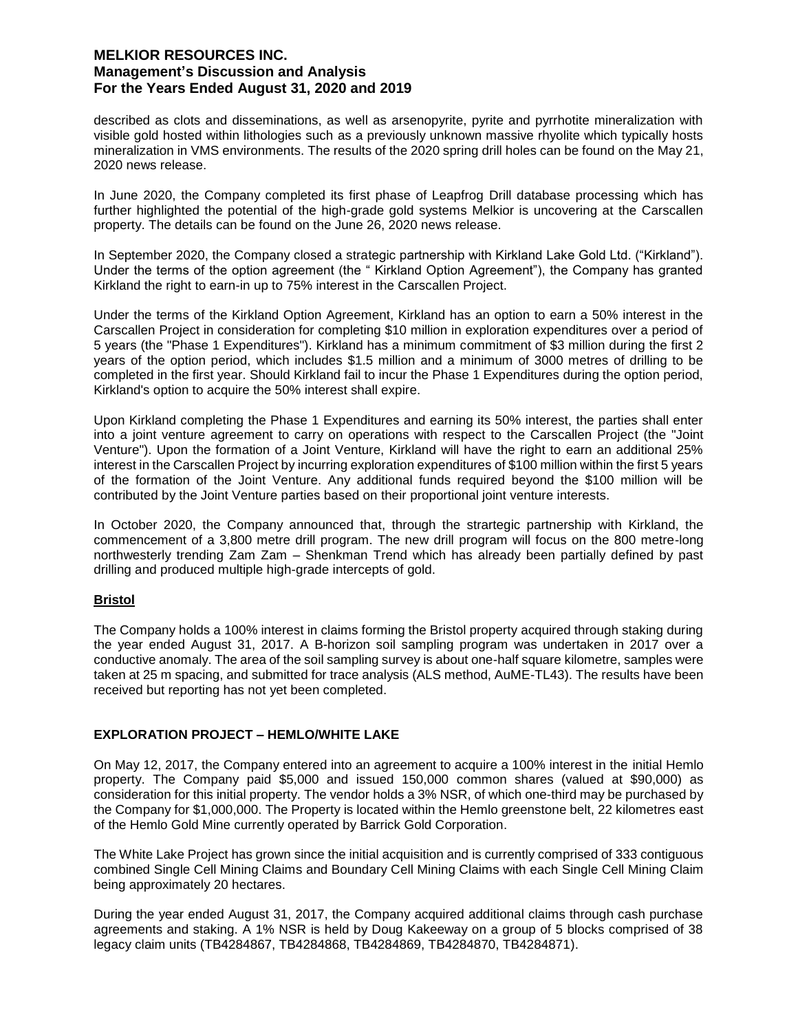described as clots and disseminations, as well as arsenopyrite, pyrite and pyrrhotite mineralization with visible gold hosted within lithologies such as a previously unknown massive rhyolite which typically hosts mineralization in VMS environments. The results of the 2020 spring drill holes can be found on the May 21, 2020 news release.

In June 2020, the Company completed its first phase of Leapfrog Drill database processing which has further highlighted the potential of the high-grade gold systems Melkior is uncovering at the Carscallen property. The details can be found on the June 26, 2020 news release.

In September 2020, the Company closed a strategic partnership with Kirkland Lake Gold Ltd. ("Kirkland"). Under the terms of the option agreement (the " Kirkland Option Agreement"), the Company has granted Kirkland the right to earn-in up to 75% interest in the Carscallen Project.

Under the terms of the Kirkland Option Agreement, Kirkland has an option to earn a 50% interest in the Carscallen Project in consideration for completing $10 million in exploration expenditures over a period of 5 years (the "Phase 1 Expenditures"). Kirkland has a minimum commitment of $3 million during the first 2 years of the option period, which includes $1.5 million and a minimum of 3000 metres of drilling to be completed in the first year. Should Kirkland fail to incur the Phase 1 Expenditures during the option period, Kirkland's option to acquire the 50% interest shall expire.

Upon Kirkland completing the Phase 1 Expenditures and earning its 50% interest, the parties shall enter into a joint venture agreement to carry on operations with respect to the Carscallen Project (the "Joint Venture"). Upon the formation of a Joint Venture, Kirkland will have the right to earn an additional 25% interest in the Carscallen Project by incurring exploration expenditures of $100 million within the first 5 years of the formation of the Joint Venture. Any additional funds required beyond the $100 million will be contributed by the Joint Venture parties based on their proportional joint venture interests.

In October 2020, the Company announced that, through the strartegic partnership with Kirkland, the commencement of a 3,800 metre drill program. The new drill program will focus on the 800 metre-long northwesterly trending Zam Zam – Shenkman Trend which has already been partially defined by past drilling and produced multiple high-grade intercepts of gold.

**Bristol**

The Company holds a 100% interest in claims forming the Bristol property acquired through staking during the year ended August 31, 2017. A B-horizon soil sampling program was undertaken in 2017 over a conductive anomaly. The area of the soil sampling survey is about one-half square kilometre, samples were taken at 25 m spacing, and submitted for trace analysis (ALS method, AuME-TL43). The results have been received but reporting has not yet been completed.

## EXPLORATION PROJECT – HEMLO/WHITE LAKE

On May 12, 2017, the Company entered into an agreement to acquire a 100% interest in the initial Hemlo property. The Company paid $5,000 and issued 150,000 common shares (valued at $90,000) as consideration for this initial property. The vendor holds a 3% NSR, of which one-third may be purchased by the Company for $1,000,000. The Property is located within the Hemlo greenstone belt, 22 kilometres east of the Hemlo Gold Mine currently operated by Barrick Gold Corporation.

The White Lake Project has grown since the initial acquisition and is currently comprised of 333 contiguous combined Single Cell Mining Claims and Boundary Cell Mining Claims with each Single Cell Mining Claim being approximately 20 hectares.

During the year ended August 31, 2017, the Company acquired additional claims through cash purchase agreements and staking. A 1% NSR is held by Doug Kakeeway on a group of 5 blocks comprised of 38 legacy claim units (TB4284867, TB4284868, TB4284869, TB4284870, TB4284871).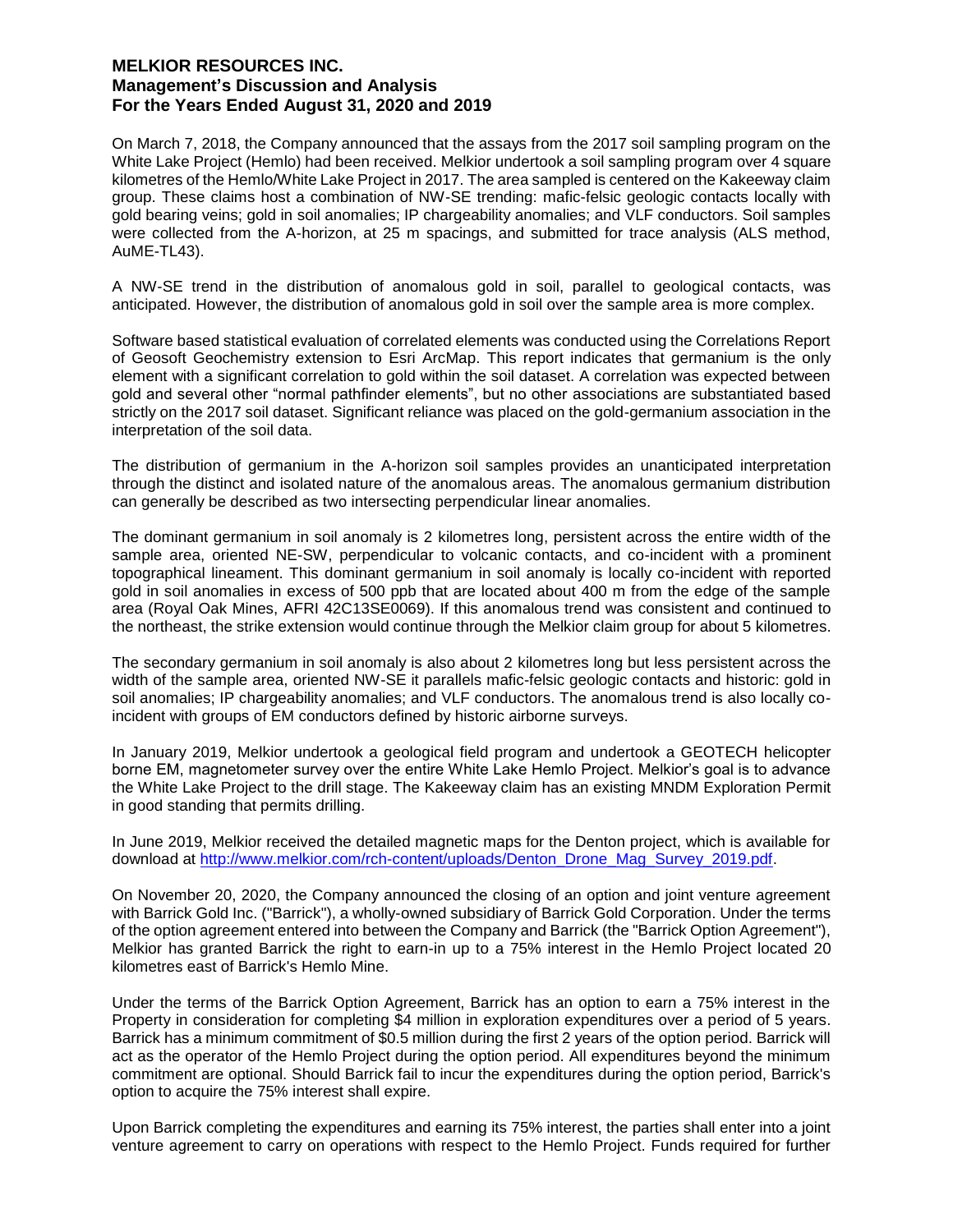On March 7, 2018, the Company announced that the assays from the 2017 soil sampling program on the White Lake Project (Hemlo) had been received. Melkior undertook a soil sampling program over 4 square kilometres of the Hemlo/White Lake Project in 2017. The area sampled is centered on the Kakeeway claim group. These claims host a combination of NW-SE trending: mafic-felsic geologic contacts locally with gold bearing veins; gold in soil anomalies; IP chargeability anomalies; and VLF conductors. Soil samples were collected from the A-horizon, at 25 m spacings, and submitted for trace analysis (ALS method, AuME-TL43).

A NW-SE trend in the distribution of anomalous gold in soil, parallel to geological contacts, was anticipated. However, the distribution of anomalous gold in soil over the sample area is more complex.

Software based statistical evaluation of correlated elements was conducted using the Correlations Report of Geosoft Geochemistry extension to Esri ArcMap. This report indicates that germanium is the only element with a significant correlation to gold within the soil dataset. A correlation was expected between gold and several other "normal pathfinder elements", but no other associations are substantiated based strictly on the 2017 soil dataset. Significant reliance was placed on the gold-germanium association in the interpretation of the soil data.

The distribution of germanium in the A-horizon soil samples provides an unanticipated interpretation through the distinct and isolated nature of the anomalous areas. The anomalous germanium distribution can generally be described as two intersecting perpendicular linear anomalies.

The dominant germanium in soil anomaly is 2 kilometres long, persistent across the entire width of the sample area, oriented NE-SW, perpendicular to volcanic contacts, and co-incident with a prominent topographical lineament. This dominant germanium in soil anomaly is locally co-incident with reported gold in soil anomalies in excess of 500 ppb that are located about 400 m from the edge of the sample area (Royal Oak Mines, AFRI 42C13SE0069). If this anomalous trend was consistent and continued to the northeast, the strike extension would continue through the Melkior claim group for about 5 kilometres.

The secondary germanium in soil anomaly is also about 2 kilometres long but less persistent across the width of the sample area, oriented NW-SE it parallels mafic-felsic geologic contacts and historic: gold in soil anomalies; IP chargeability anomalies; and VLF conductors. The anomalous trend is also locally co-incident with groups of EM conductors defined by historic airborne surveys.

In January 2019, Melkior undertook a geological field program and undertook a GEOTECH helicopter borne EM, magnetometer survey over the entire White Lake Hemlo Project. Melkior's goal is to advance the White Lake Project to the drill stage. The Kakeeway claim has an existing MNDM Exploration Permit in good standing that permits drilling.

In June 2019, Melkior received the detailed magnetic maps for the Denton project, which is available for download at http://www.melkior.com/rch-content/uploads/Denton_Drone_Mag_Survey_2019.pdf.

On November 20, 2020, the Company announced the closing of an option and joint venture agreement with Barrick Gold Inc. ("Barrick"), a wholly-owned subsidiary of Barrick Gold Corporation. Under the terms of the option agreement entered into between the Company and Barrick (the "Barrick Option Agreement"), Melkior has granted Barrick the right to earn-in up to a 75% interest in the Hemlo Project located 20 kilometres east of Barrick's Hemlo Mine.

Under the terms of the Barrick Option Agreement, Barrick has an option to earn a 75% interest in the Property in consideration for completing $4 million in exploration expenditures over a period of 5 years. Barrick has a minimum commitment of $0.5 million during the first 2 years of the option period. Barrick will act as the operator of the Hemlo Project during the option period. All expenditures beyond the minimum commitment are optional. Should Barrick fail to incur the expenditures during the option period, Barrick's option to acquire the 75% interest shall expire.

Upon Barrick completing the expenditures and earning its 75% interest, the parties shall enter into a joint venture agreement to carry on operations with respect to the Hemlo Project. Funds required for further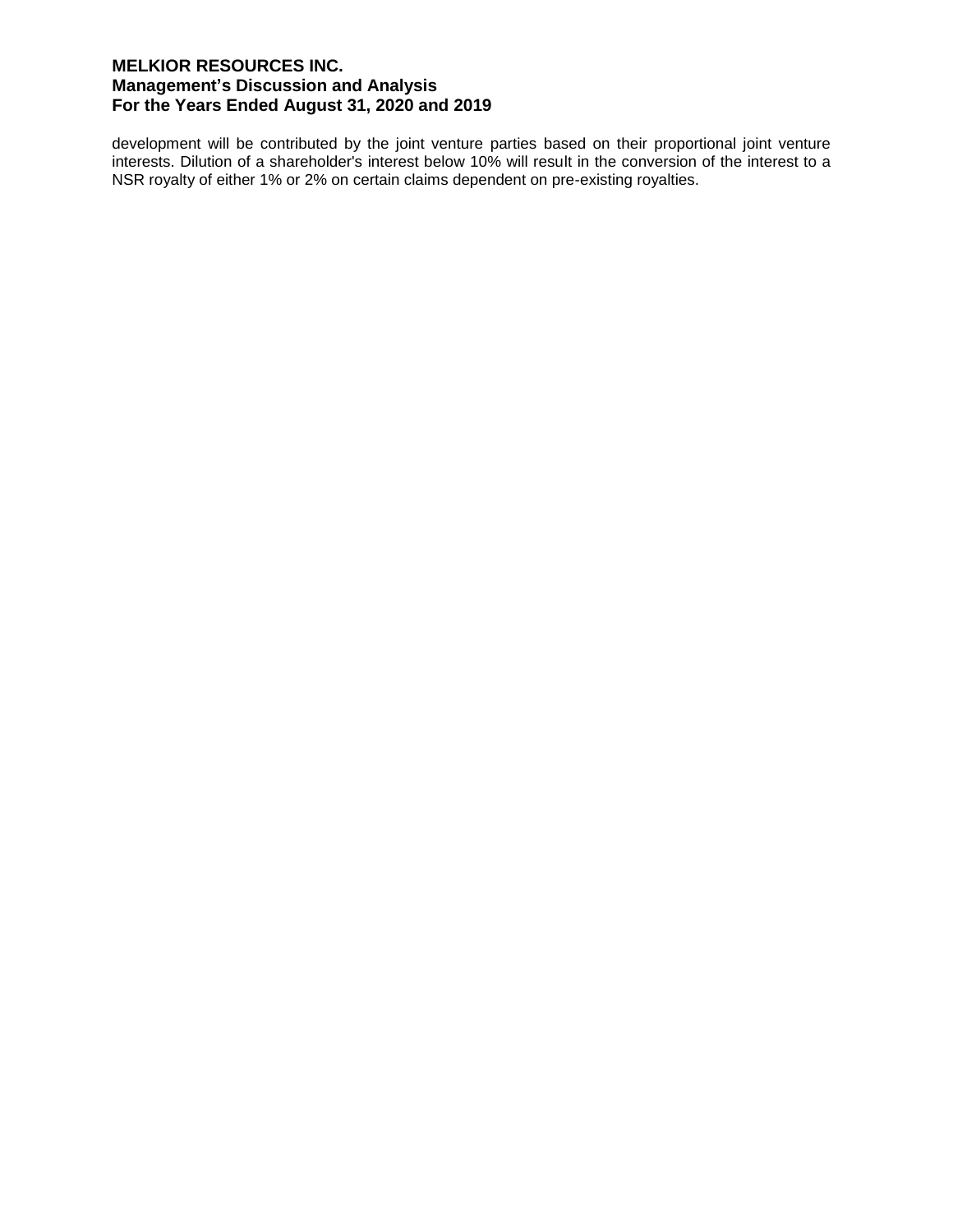development will be contributed by the joint venture parties based on their proportional joint venture interests. Dilution of a shareholder's interest below 10% will result in the conversion of the interest to a NSR royalty of either 1% or 2% on certain claims dependent on pre-existing royalties.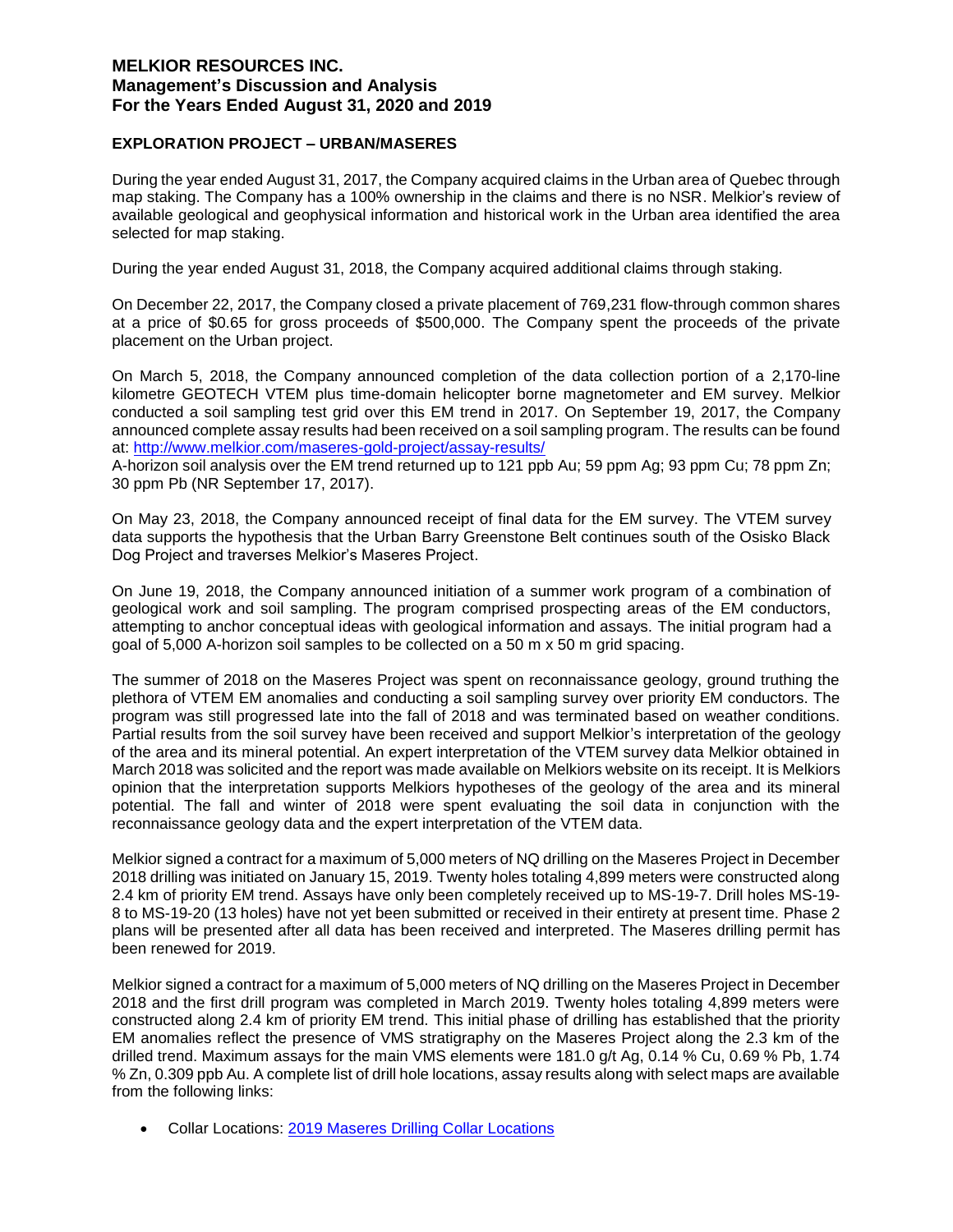## EXPLORATION PROJECT – URBAN/MASERES

During the year ended August 31, 2017, the Company acquired claims in the Urban area of Quebec through map staking. The Company has a 100% ownership in the claims and there is no NSR. Melkior's review of available geological and geophysical information and historical work in the Urban area identified the area selected for map staking.

During the year ended August 31, 2018, the Company acquired additional claims through staking.

On December 22, 2017, the Company closed a private placement of 769,231 flow-through common shares at a price of $0.65 for gross proceeds of $500,000. The Company spent the proceeds of the private placement on the Urban project.

On March 5, 2018, the Company announced completion of the data collection portion of a 2,170-line kilometre GEOTECH VTEM plus time-domain helicopter borne magnetometer and EM survey. Melkior conducted a soil sampling test grid over this EM trend in 2017. On September 19, 2017, the Company announced complete assay results had been received on a soil sampling program. The results can be found at: http://www.melkior.com/maseres-gold-project/assay-results/
A-horizon soil analysis over the EM trend returned up to 121 ppb Au; 59 ppm Ag; 93 ppm Cu; 78 ppm Zn; 30 ppm Pb (NR September 17, 2017).

On May 23, 2018, the Company announced receipt of final data for the EM survey. The VTEM survey data supports the hypothesis that the Urban Barry Greenstone Belt continues south of the Osisko Black Dog Project and traverses Melkior's Maseres Project.

On June 19, 2018, the Company announced initiation of a summer work program of a combination of geological work and soil sampling. The program comprised prospecting areas of the EM conductors, attempting to anchor conceptual ideas with geological information and assays. The initial program had a goal of 5,000 A-horizon soil samples to be collected on a 50 m x 50 m grid spacing.

The summer of 2018 on the Maseres Project was spent on reconnaissance geology, ground truthing the plethora of VTEM EM anomalies and conducting a soil sampling survey over priority EM conductors. The program was still progressed late into the fall of 2018 and was terminated based on weather conditions. Partial results from the soil survey have been received and support Melkior's interpretation of the geology of the area and its mineral potential. An expert interpretation of the VTEM survey data Melkior obtained in March 2018 was solicited and the report was made available on Melkiors website on its receipt. It is Melkiors opinion that the interpretation supports Melkiors hypotheses of the geology of the area and its mineral potential. The fall and winter of 2018 were spent evaluating the soil data in conjunction with the reconnaissance geology data and the expert interpretation of the VTEM data.

Melkior signed a contract for a maximum of 5,000 meters of NQ drilling on the Maseres Project in December 2018 drilling was initiated on January 15, 2019. Twenty holes totaling 4,899 meters were constructed along 2.4 km of priority EM trend. Assays have only been completely received up to MS-19-7. Drill holes MS-19-8 to MS-19-20 (13 holes) have not yet been submitted or received in their entirety at present time. Phase 2 plans will be presented after all data has been received and interpreted. The Maseres drilling permit has been renewed for 2019.

Melkior signed a contract for a maximum of 5,000 meters of NQ drilling on the Maseres Project in December 2018 and the first drill program was completed in March 2019. Twenty holes totaling 4,899 meters were constructed along 2.4 km of priority EM trend. This initial phase of drilling has established that the priority EM anomalies reflect the presence of VMS stratigraphy on the Maseres Project along the 2.3 km of the drilled trend. Maximum assays for the main VMS elements were 181.0 g/t Ag, 0.14 % Cu, 0.69 % Pb, 1.74 % Zn, 0.309 ppb Au. A complete list of drill hole locations, assay results along with select maps are available from the following links:

- Collar Locations: 2019 Maseres Drilling Collar Locations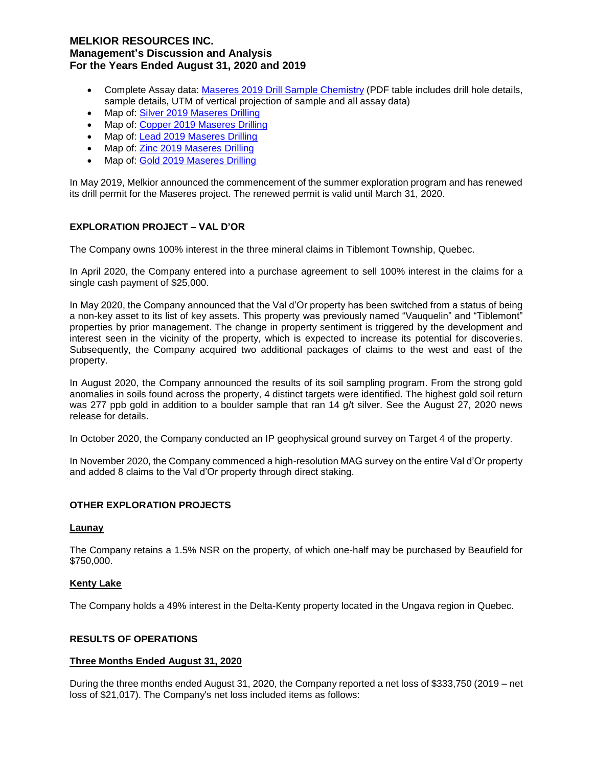- Complete Assay data: [Maseres 2019 Drill Sample Chemistry] (PDF table includes drill hole details, sample details, UTM of vertical projection of sample and all assay data)
- Map of: [Silver 2019 Maseres Drilling]
- Map of: [Copper 2019 Maseres Drilling]
- Map of: [Lead 2019 Maseres Drilling]
- Map of: [Zinc 2019 Maseres Drilling]
- Map of: [Gold 2019 Maseres Drilling]

In May 2019, Melkior announced the commencement of the summer exploration program and has renewed its drill permit for the Maseres project. The renewed permit is valid until March 31, 2020.

## EXPLORATION PROJECT – VAL D'OR

The Company owns 100% interest in the three mineral claims in Tiblemont Township, Quebec.

In April 2020, the Company entered into a purchase agreement to sell 100% interest in the claims for a single cash payment of $25,000.

In May 2020, the Company announced that the Val d'Or property has been switched from a status of being a non-key asset to its list of key assets. This property was previously named "Vauquelin" and "Tiblemont" properties by prior management. The change in property sentiment is triggered by the development and interest seen in the vicinity of the property, which is expected to increase its potential for discoveries. Subsequently, the Company acquired two additional packages of claims to the west and east of the property.

In August 2020, the Company announced the results of its soil sampling program. From the strong gold anomalies in soils found across the property, 4 distinct targets were identified. The highest gold soil return was 277 ppb gold in addition to a boulder sample that ran 14 g/t silver. See the August 27, 2020 news release for details.

In October 2020, the Company conducted an IP geophysical ground survey on Target 4 of the property.

In November 2020, the Company commenced a high-resolution MAG survey on the entire Val d'Or property and added 8 claims to the Val d'Or property through direct staking.

## OTHER EXPLORATION PROJECTS

### Launay

The Company retains a 1.5% NSR on the property, of which one-half may be purchased by Beaufield for $750,000.

### Kenty Lake

The Company holds a 49% interest in the Delta-Kenty property located in the Ungava region in Quebec.

## RESULTS OF OPERATIONS

### Three Months Ended August 31, 2020

During the three months ended August 31, 2020, the Company reported a net loss of $333,750 (2019 – net loss of $21,017). The Company's net loss included items as follows: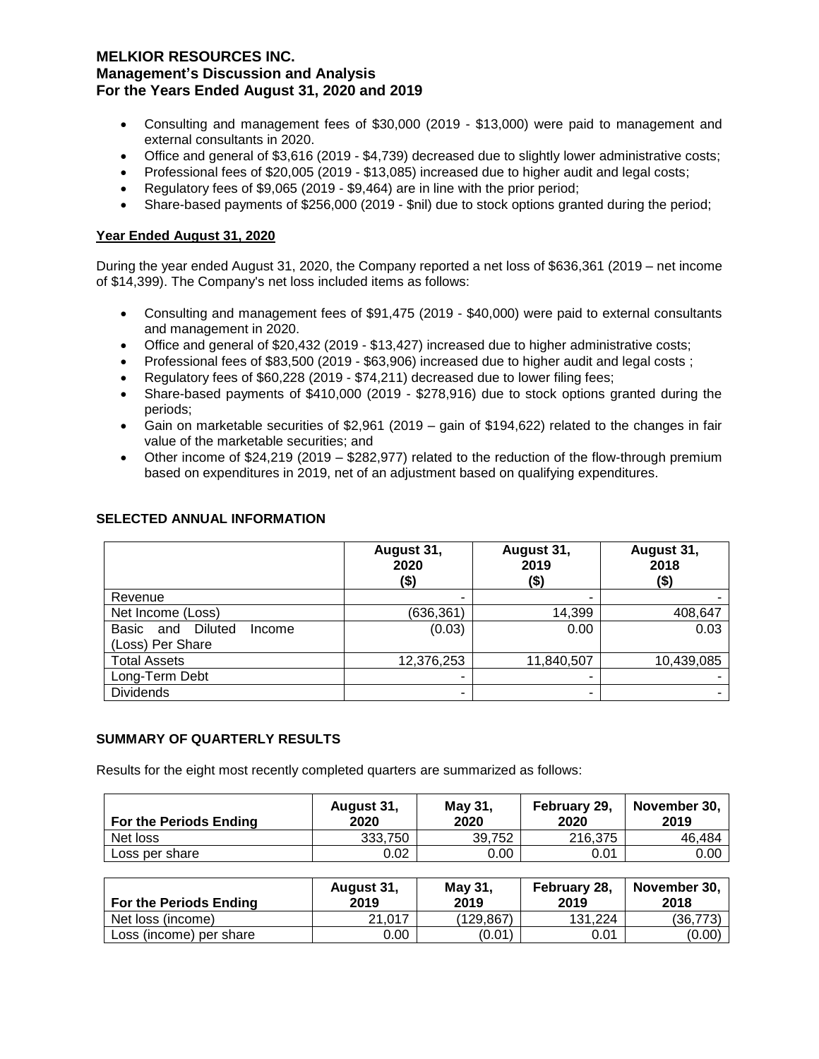- Consulting and management fees of $30,000 (2019 - $13,000) were paid to management and external consultants in 2020.
- Office and general of $3,616 (2019 - $4,739) decreased due to slightly lower administrative costs;
- Professional fees of $20,005 (2019 - $13,085) increased due to higher audit and legal costs;
- Regulatory fees of $9,065 (2019 - $9,464) are in line with the prior period;
- Share-based payments of $256,000 (2019 - $nil) due to stock options granted during the period;

**Year Ended August 31, 2020**

During the year ended August 31, 2020, the Company reported a net loss of $636,361 (2019 – net income of $14,399). The Company's net loss included items as follows:

- Consulting and management fees of $91,475 (2019 - $40,000) were paid to external consultants and management in 2020.
- Office and general of $20,432 (2019 - $13,427) increased due to higher administrative costs;
- Professional fees of $83,500 (2019 - $63,906) increased due to higher audit and legal costs ;
- Regulatory fees of $60,228 (2019 - $74,211) decreased due to lower filing fees;
- Share-based payments of $410,000 (2019 - $278,916) due to stock options granted during the periods;
- Gain on marketable securities of $2,961 (2019 – gain of $194,622) related to the changes in fair value of the marketable securities; and
- Other income of $24,219 (2019 – $282,977) related to the reduction of the flow-through premium based on expenditures in 2019, net of an adjustment based on qualifying expenditures.

## SELECTED ANNUAL INFORMATION

| | August 31, 2020 ($) | August 31, 2019 ($) | August 31, 2018 ($) |
|---|---|---|---|
| Revenue | - | - | - |
| Net Income (Loss) | (636,361) | 14,399 | 408,647 |
| Basic and Diluted Income (Loss) Per Share | (0.03) | 0.00 | 0.03 |
| Total Assets | 12,376,253 | 11,840,507 | 10,439,085 |
| Long-Term Debt | - | - | - |
| Dividends | - | - | - |

## SUMMARY OF QUARTERLY RESULTS

Results for the eight most recently completed quarters are summarized as follows:

| For the Periods Ending | August 31, 2020 | May 31, 2020 | February 29, 2020 | November 30, 2019 |
|---|---|---|---|---|
| Net loss | 333,750 | 39,752 | 216,375 | 46,484 |
| Loss per share | 0.02 | 0.00 | 0.01 | 0.00 |

| For the Periods Ending | August 31, 2019 | May 31, 2019 | February 28, 2019 | November 30, 2018 |
|---|---|---|---|---|
| Net loss (income) | 21,017 | (129,867) | 131,224 | (36,773) |
| Loss (income) per share | 0.00 | (0.01) | 0.01 | (0.00) |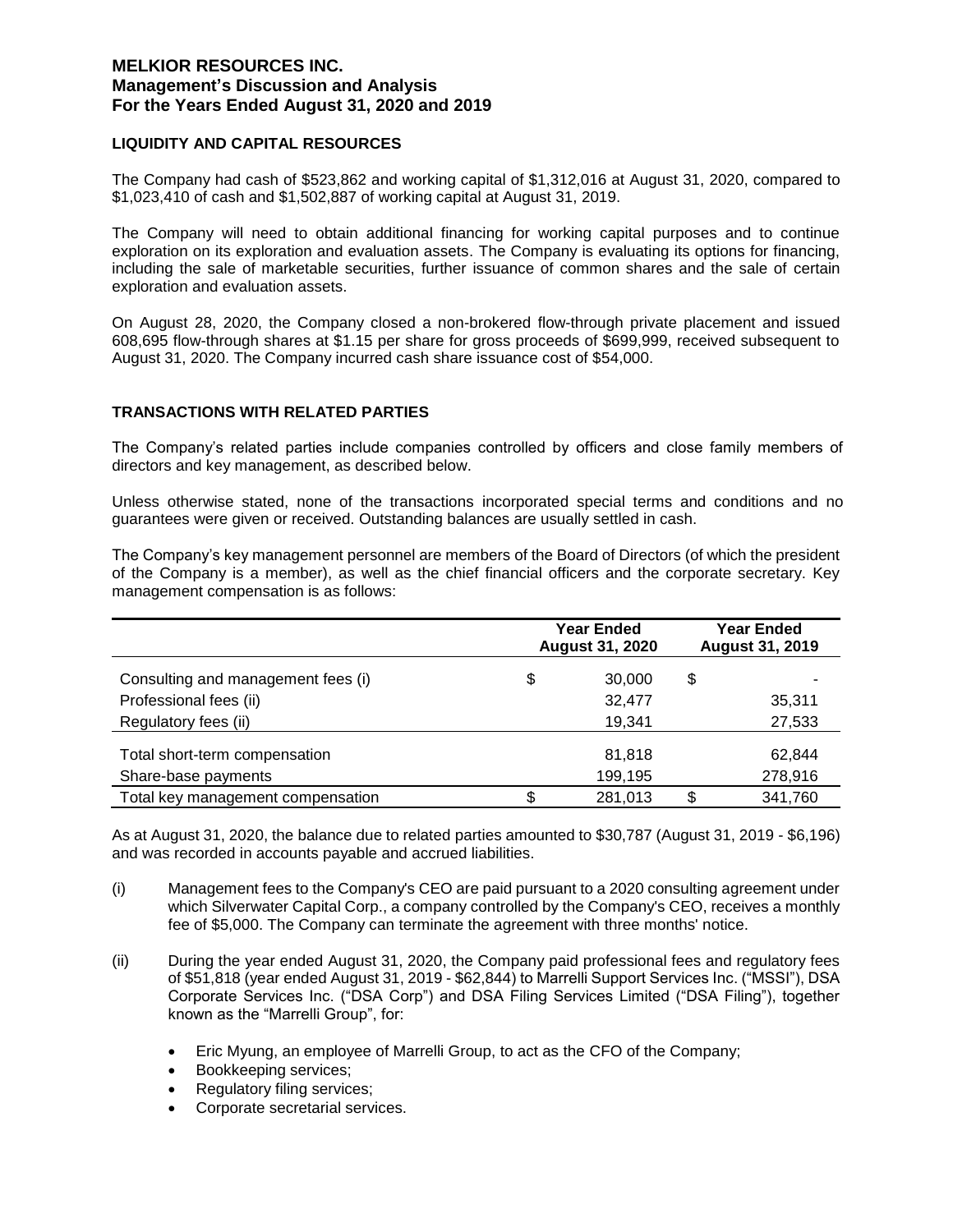## LIQUIDITY AND CAPITAL RESOURCES

The Company had cash of $523,862 and working capital of $1,312,016 at August 31, 2020, compared to $1,023,410 of cash and $1,502,887 of working capital at August 31, 2019.

The Company will need to obtain additional financing for working capital purposes and to continue exploration on its exploration and evaluation assets. The Company is evaluating its options for financing, including the sale of marketable securities, further issuance of common shares and the sale of certain exploration and evaluation assets.

On August 28, 2020, the Company closed a non-brokered flow-through private placement and issued 608,695 flow-through shares at $1.15 per share for gross proceeds of $699,999, received subsequent to August 31, 2020. The Company incurred cash share issuance cost of $54,000.

## TRANSACTIONS WITH RELATED PARTIES

The Company's related parties include companies controlled by officers and close family members of directors and key management, as described below.

Unless otherwise stated, none of the transactions incorporated special terms and conditions and no guarantees were given or received. Outstanding balances are usually settled in cash.

The Company's key management personnel are members of the Board of Directors (of which the president of the Company is a member), as well as the chief financial officers and the corporate secretary. Key management compensation is as follows:

| | Year Ended August 31, 2020 | Year Ended August 31, 2019 |
|---|---|---|
| Consulting and management fees (i) | $ 30,000 | $ - |
| Professional fees (ii) | 32,477 | 35,311 |
| Regulatory fees (ii) | 19,341 | 27,533 |
| Total short-term compensation | 81,818 | 62,844 |
| Share-base payments | 199,195 | 278,916 |
| Total key management compensation | $ 281,013 | $ 341,760 |

As at August 31, 2020, the balance due to related parties amounted to $30,787 (August 31, 2019 - $6,196) and was recorded in accounts payable and accrued liabilities.

(i) Management fees to the Company's CEO are paid pursuant to a 2020 consulting agreement under which Silverwater Capital Corp., a company controlled by the Company's CEO, receives a monthly fee of $5,000. The Company can terminate the agreement with three months' notice.

(ii) During the year ended August 31, 2020, the Company paid professional fees and regulatory fees of $51,818 (year ended August 31, 2019 - $62,844) to Marrelli Support Services Inc. ("MSSI"), DSA Corporate Services Inc. ("DSA Corp") and DSA Filing Services Limited ("DSA Filing"), together known as the "Marrelli Group", for:

- Eric Myung, an employee of Marrelli Group, to act as the CFO of the Company;
- Bookkeeping services;
- Regulatory filing services;
- Corporate secretarial services.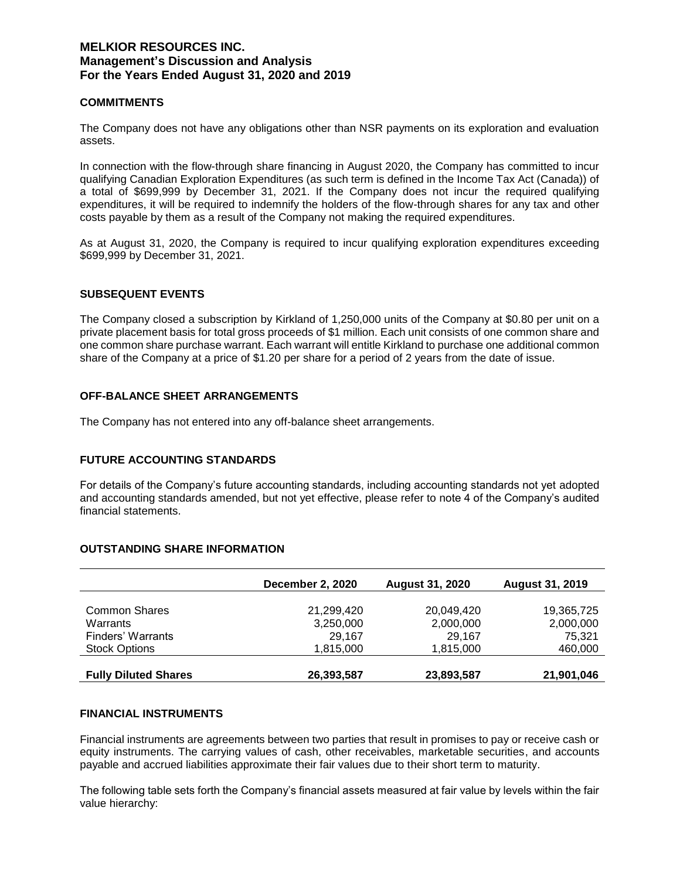## COMMITMENTS

The Company does not have any obligations other than NSR payments on its exploration and evaluation assets.

In connection with the flow-through share financing in August 2020, the Company has committed to incur qualifying Canadian Exploration Expenditures (as such term is defined in the Income Tax Act (Canada)) of a total of $699,999 by December 31, 2021. If the Company does not incur the required qualifying expenditures, it will be required to indemnify the holders of the flow-through shares for any tax and other costs payable by them as a result of the Company not making the required expenditures.

As at August 31, 2020, the Company is required to incur qualifying exploration expenditures exceeding $699,999 by December 31, 2021.

## SUBSEQUENT EVENTS

The Company closed a subscription by Kirkland of 1,250,000 units of the Company at $0.80 per unit on a private placement basis for total gross proceeds of $1 million. Each unit consists of one common share and one common share purchase warrant. Each warrant will entitle Kirkland to purchase one additional common share of the Company at a price of $1.20 per share for a period of 2 years from the date of issue.

## OFF-BALANCE SHEET ARRANGEMENTS

The Company has not entered into any off-balance sheet arrangements.

## FUTURE ACCOUNTING STANDARDS

For details of the Company's future accounting standards, including accounting standards not yet adopted and accounting standards amended, but not yet effective, please refer to note 4 of the Company's audited financial statements.

## OUTSTANDING SHARE INFORMATION

| | December 2, 2020 | August 31, 2020 | August 31, 2019 |
|---|---|---|---|
| Common Shares | 21,299,420 | 20,049,420 | 19,365,725 |
| Warrants | 3,250,000 | 2,000,000 | 2,000,000 |
| Finders' Warrants | 29,167 | 29,167 | 75,321 |
| Stock Options | 1,815,000 | 1,815,000 | 460,000 |
| **Fully Diluted Shares** | **26,393,587** | **23,893,587** | **21,901,046** |

## FINANCIAL INSTRUMENTS

Financial instruments are agreements between two parties that result in promises to pay or receive cash or equity instruments. The carrying values of cash, other receivables, marketable securities, and accounts payable and accrued liabilities approximate their fair values due to their short term to maturity.

The following table sets forth the Company's financial assets measured at fair value by levels within the fair value hierarchy: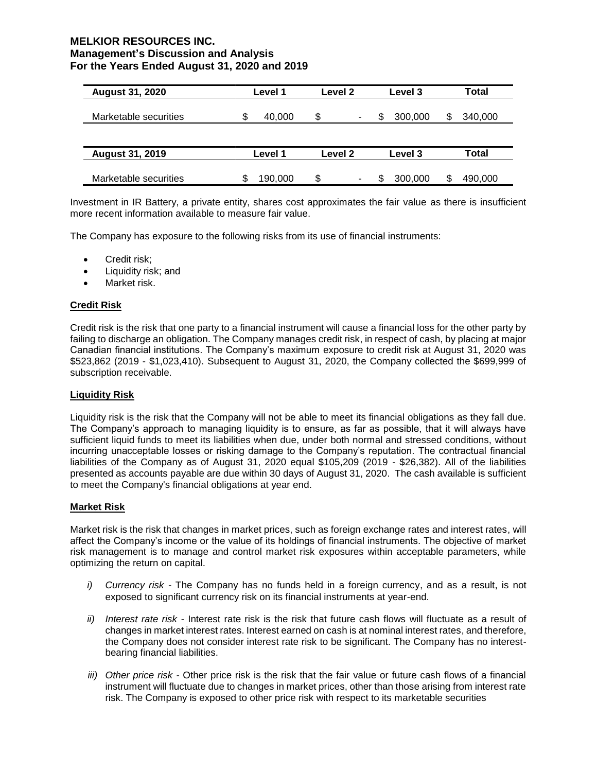| August 31, 2020 | Level 1 | Level 2 | Level 3 | Total |
|---|---|---|---|---|
| Marketable securities | $ 40,000 | $ - | $ 300,000 | $ 340,000 |

| August 31, 2019 | Level 1 | Level 2 | Level 3 | Total |
|---|---|---|---|---|
| Marketable securities | $ 190,000 | $ - | $ 300,000 | $ 490,000 |

Investment in IR Battery, a private entity, shares cost approximates the fair value as there is insufficient more recent information available to measure fair value.

The Company has exposure to the following risks from its use of financial instruments:

- Credit risk;
- Liquidity risk; and
- Market risk.

**Credit Risk**

Credit risk is the risk that one party to a financial instrument will cause a financial loss for the other party by failing to discharge an obligation. The Company manages credit risk, in respect of cash, by placing at major Canadian financial institutions. The Company's maximum exposure to credit risk at August 31, 2020 was $523,862 (2019 - $1,023,410). Subsequent to August 31, 2020, the Company collected the $699,999 of subscription receivable.

**Liquidity Risk**

Liquidity risk is the risk that the Company will not be able to meet its financial obligations as they fall due. The Company's approach to managing liquidity is to ensure, as far as possible, that it will always have sufficient liquid funds to meet its liabilities when due, under both normal and stressed conditions, without incurring unacceptable losses or risking damage to the Company's reputation. The contractual financial liabilities of the Company as of August 31, 2020 equal $105,209 (2019 - $26,382). All of the liabilities presented as accounts payable are due within 30 days of August 31, 2020. The cash available is sufficient to meet the Company's financial obligations at year end.

**Market Risk**

Market risk is the risk that changes in market prices, such as foreign exchange rates and interest rates, will affect the Company's income or the value of its holdings of financial instruments. The objective of market risk management is to manage and control market risk exposures within acceptable parameters, while optimizing the return on capital.

*i) Currency risk* - The Company has no funds held in a foreign currency, and as a result, is not exposed to significant currency risk on its financial instruments at year-end.

*ii) Interest rate risk* - Interest rate risk is the risk that future cash flows will fluctuate as a result of changes in market interest rates. Interest earned on cash is at nominal interest rates, and therefore, the Company does not consider interest rate risk to be significant. The Company has no interest-bearing financial liabilities.

*iii) Other price risk* - Other price risk is the risk that the fair value or future cash flows of a financial instrument will fluctuate due to changes in market prices, other than those arising from interest rate risk. The Company is exposed to other price risk with respect to its marketable securities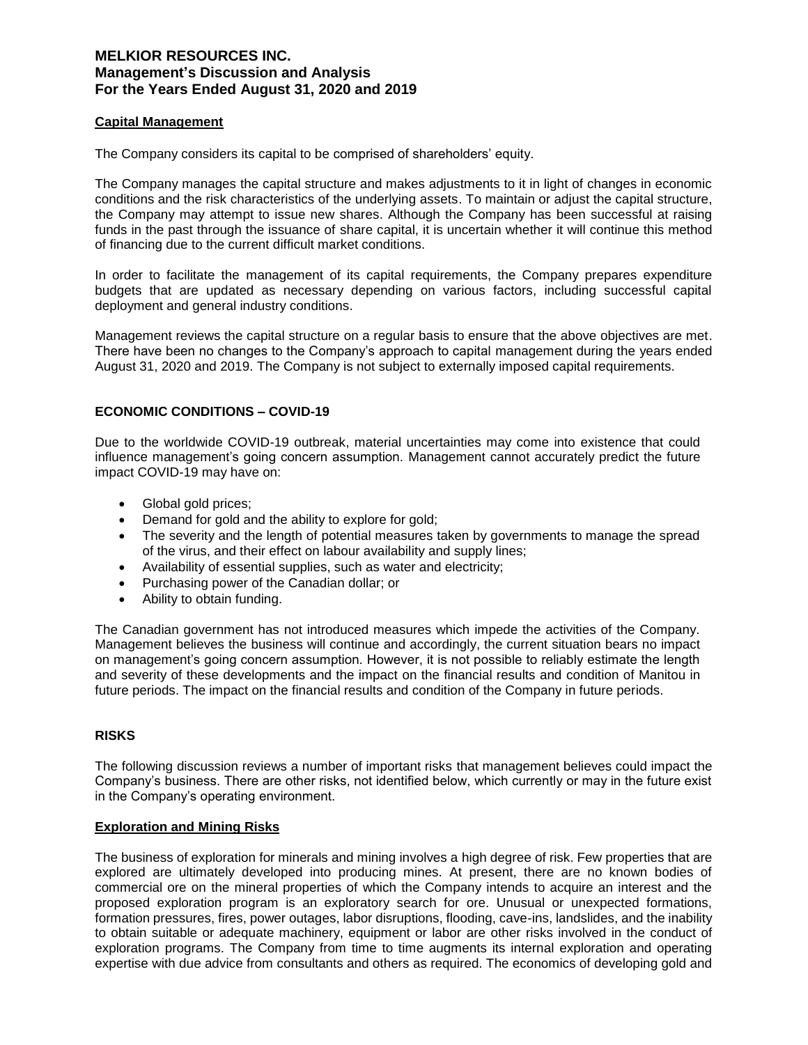### Capital Management

The Company considers its capital to be comprised of shareholders' equity.

The Company manages the capital structure and makes adjustments to it in light of changes in economic conditions and the risk characteristics of the underlying assets. To maintain or adjust the capital structure, the Company may attempt to issue new shares. Although the Company has been successful at raising funds in the past through the issuance of share capital, it is uncertain whether it will continue this method of financing due to the current difficult market conditions.

In order to facilitate the management of its capital requirements, the Company prepares expenditure budgets that are updated as necessary depending on various factors, including successful capital deployment and general industry conditions.

Management reviews the capital structure on a regular basis to ensure that the above objectives are met. There have been no changes to the Company's approach to capital management during the years ended August 31, 2020 and 2019. The Company is not subject to externally imposed capital requirements.

## ECONOMIC CONDITIONS – COVID-19

Due to the worldwide COVID-19 outbreak, material uncertainties may come into existence that could influence management's going concern assumption. Management cannot accurately predict the future impact COVID-19 may have on:

- Global gold prices;
- Demand for gold and the ability to explore for gold;
- The severity and the length of potential measures taken by governments to manage the spread of the virus, and their effect on labour availability and supply lines;
- Availability of essential supplies, such as water and electricity;
- Purchasing power of the Canadian dollar; or
- Ability to obtain funding.

The Canadian government has not introduced measures which impede the activities of the Company. Management believes the business will continue and accordingly, the current situation bears no impact on management's going concern assumption. However, it is not possible to reliably estimate the length and severity of these developments and the impact on the financial results and condition of Manitou in future periods. The impact on the financial results and condition of the Company in future periods.

## RISKS

The following discussion reviews a number of important risks that management believes could impact the Company's business. There are other risks, not identified below, which currently or may in the future exist in the Company's operating environment.

### Exploration and Mining Risks

The business of exploration for minerals and mining involves a high degree of risk. Few properties that are explored are ultimately developed into producing mines. At present, there are no known bodies of commercial ore on the mineral properties of which the Company intends to acquire an interest and the proposed exploration program is an exploratory search for ore. Unusual or unexpected formations, formation pressures, fires, power outages, labor disruptions, flooding, cave-ins, landslides, and the inability to obtain suitable or adequate machinery, equipment or labor are other risks involved in the conduct of exploration programs. The Company from time to time augments its internal exploration and operating expertise with due advice from consultants and others as required. The economics of developing gold and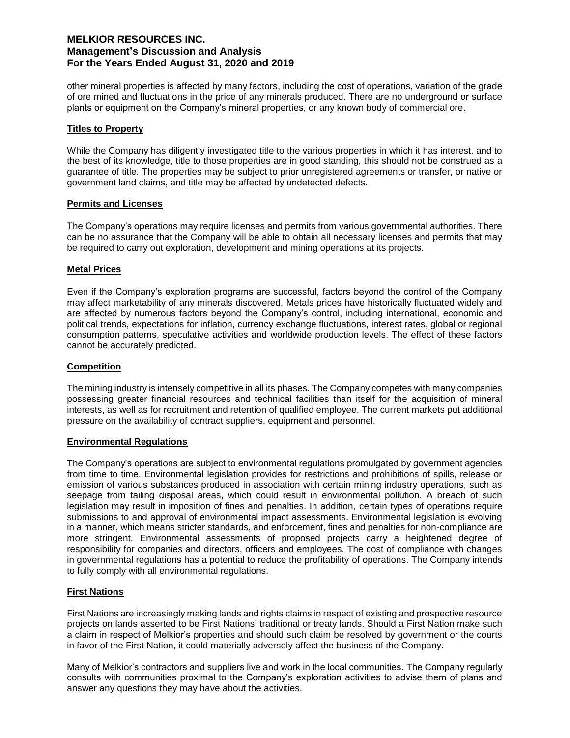other mineral properties is affected by many factors, including the cost of operations, variation of the grade of ore mined and fluctuations in the price of any minerals produced. There are no underground or surface plants or equipment on the Company's mineral properties, or any known body of commercial ore.

## Titles to Property

While the Company has diligently investigated title to the various properties in which it has interest, and to the best of its knowledge, title to those properties are in good standing, this should not be construed as a guarantee of title. The properties may be subject to prior unregistered agreements or transfer, or native or government land claims, and title may be affected by undetected defects.

## Permits and Licenses

The Company's operations may require licenses and permits from various governmental authorities. There can be no assurance that the Company will be able to obtain all necessary licenses and permits that may be required to carry out exploration, development and mining operations at its projects.

## Metal Prices

Even if the Company's exploration programs are successful, factors beyond the control of the Company may affect marketability of any minerals discovered. Metals prices have historically fluctuated widely and are affected by numerous factors beyond the Company's control, including international, economic and political trends, expectations for inflation, currency exchange fluctuations, interest rates, global or regional consumption patterns, speculative activities and worldwide production levels. The effect of these factors cannot be accurately predicted.

## Competition

The mining industry is intensely competitive in all its phases. The Company competes with many companies possessing greater financial resources and technical facilities than itself for the acquisition of mineral interests, as well as for recruitment and retention of qualified employee. The current markets put additional pressure on the availability of contract suppliers, equipment and personnel.

## Environmental Regulations

The Company's operations are subject to environmental regulations promulgated by government agencies from time to time. Environmental legislation provides for restrictions and prohibitions of spills, release or emission of various substances produced in association with certain mining industry operations, such as seepage from tailing disposal areas, which could result in environmental pollution. A breach of such legislation may result in imposition of fines and penalties. In addition, certain types of operations require submissions to and approval of environmental impact assessments. Environmental legislation is evolving in a manner, which means stricter standards, and enforcement, fines and penalties for non-compliance are more stringent. Environmental assessments of proposed projects carry a heightened degree of responsibility for companies and directors, officers and employees. The cost of compliance with changes in governmental regulations has a potential to reduce the profitability of operations. The Company intends to fully comply with all environmental regulations.

## First Nations

First Nations are increasingly making lands and rights claims in respect of existing and prospective resource projects on lands asserted to be First Nations' traditional or treaty lands. Should a First Nation make such a claim in respect of Melkior's properties and should such claim be resolved by government or the courts in favor of the First Nation, it could materially adversely affect the business of the Company.

Many of Melkior's contractors and suppliers live and work in the local communities. The Company regularly consults with communities proximal to the Company's exploration activities to advise them of plans and answer any questions they may have about the activities.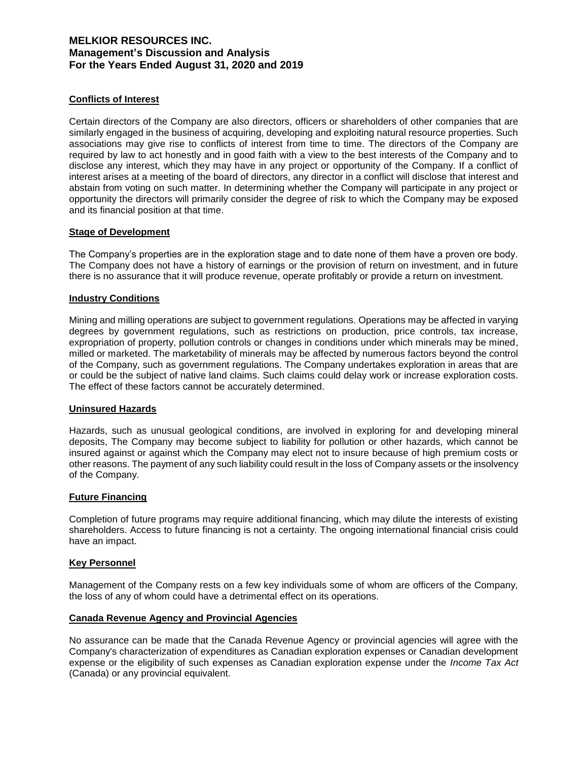### Conflicts of Interest

Certain directors of the Company are also directors, officers or shareholders of other companies that are similarly engaged in the business of acquiring, developing and exploiting natural resource properties. Such associations may give rise to conflicts of interest from time to time. The directors of the Company are required by law to act honestly and in good faith with a view to the best interests of the Company and to disclose any interest, which they may have in any project or opportunity of the Company. If a conflict of interest arises at a meeting of the board of directors, any director in a conflict will disclose that interest and abstain from voting on such matter. In determining whether the Company will participate in any project or opportunity the directors will primarily consider the degree of risk to which the Company may be exposed and its financial position at that time.

### Stage of Development

The Company's properties are in the exploration stage and to date none of them have a proven ore body. The Company does not have a history of earnings or the provision of return on investment, and in future there is no assurance that it will produce revenue, operate profitably or provide a return on investment.

### Industry Conditions

Mining and milling operations are subject to government regulations. Operations may be affected in varying degrees by government regulations, such as restrictions on production, price controls, tax increase, expropriation of property, pollution controls or changes in conditions under which minerals may be mined, milled or marketed. The marketability of minerals may be affected by numerous factors beyond the control of the Company, such as government regulations. The Company undertakes exploration in areas that are or could be the subject of native land claims. Such claims could delay work or increase exploration costs. The effect of these factors cannot be accurately determined.

### Uninsured Hazards

Hazards, such as unusual geological conditions, are involved in exploring for and developing mineral deposits, The Company may become subject to liability for pollution or other hazards, which cannot be insured against or against which the Company may elect not to insure because of high premium costs or other reasons. The payment of any such liability could result in the loss of Company assets or the insolvency of the Company.

### Future Financing

Completion of future programs may require additional financing, which may dilute the interests of existing shareholders. Access to future financing is not a certainty. The ongoing international financial crisis could have an impact.

### Key Personnel

Management of the Company rests on a few key individuals some of whom are officers of the Company, the loss of any of whom could have a detrimental effect on its operations.

### Canada Revenue Agency and Provincial Agencies

No assurance can be made that the Canada Revenue Agency or provincial agencies will agree with the Company's characterization of expenditures as Canadian exploration expenses or Canadian development expense or the eligibility of such expenses as Canadian exploration expense under the *Income Tax Act* (Canada) or any provincial equivalent.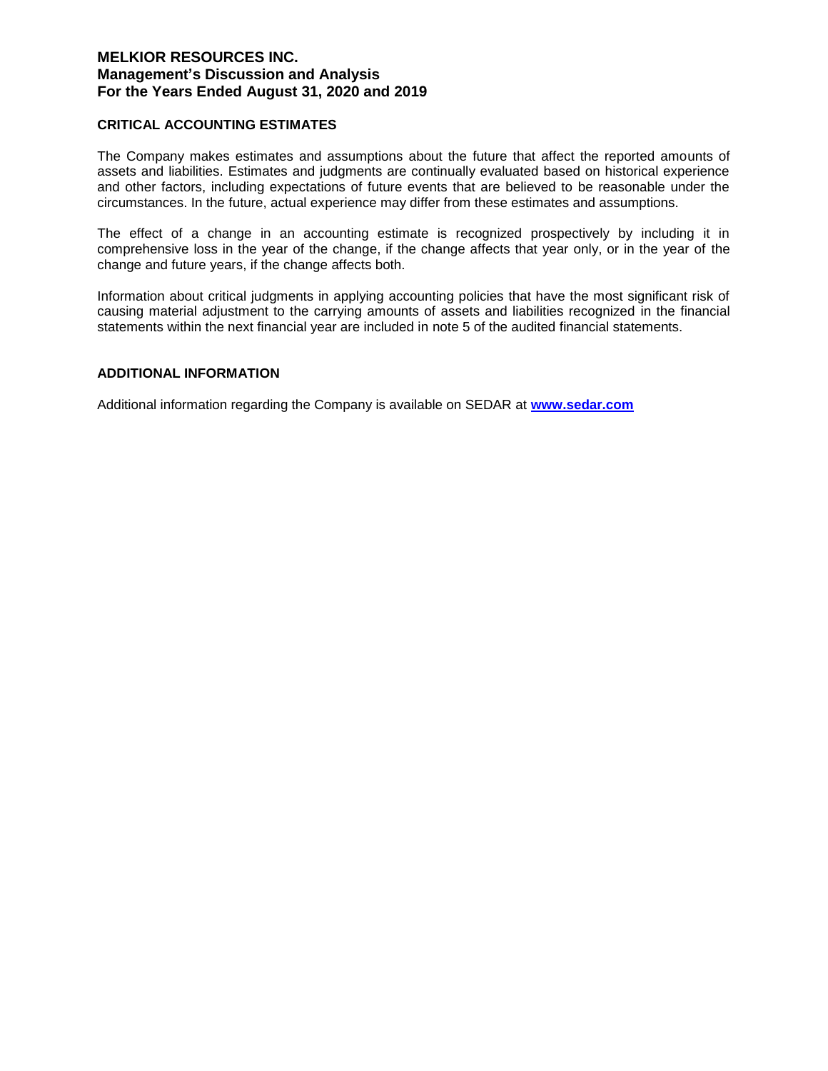## CRITICAL ACCOUNTING ESTIMATES

The Company makes estimates and assumptions about the future that affect the reported amounts of assets and liabilities. Estimates and judgments are continually evaluated based on historical experience and other factors, including expectations of future events that are believed to be reasonable under the circumstances. In the future, actual experience may differ from these estimates and assumptions.

The effect of a change in an accounting estimate is recognized prospectively by including it in comprehensive loss in the year of the change, if the change affects that year only, or in the year of the change and future years, if the change affects both.

Information about critical judgments in applying accounting policies that have the most significant risk of causing material adjustment to the carrying amounts of assets and liabilities recognized in the financial statements within the next financial year are included in note 5 of the audited financial statements.

## ADDITIONAL INFORMATION

Additional information regarding the Company is available on SEDAR at **www.sedar.com**